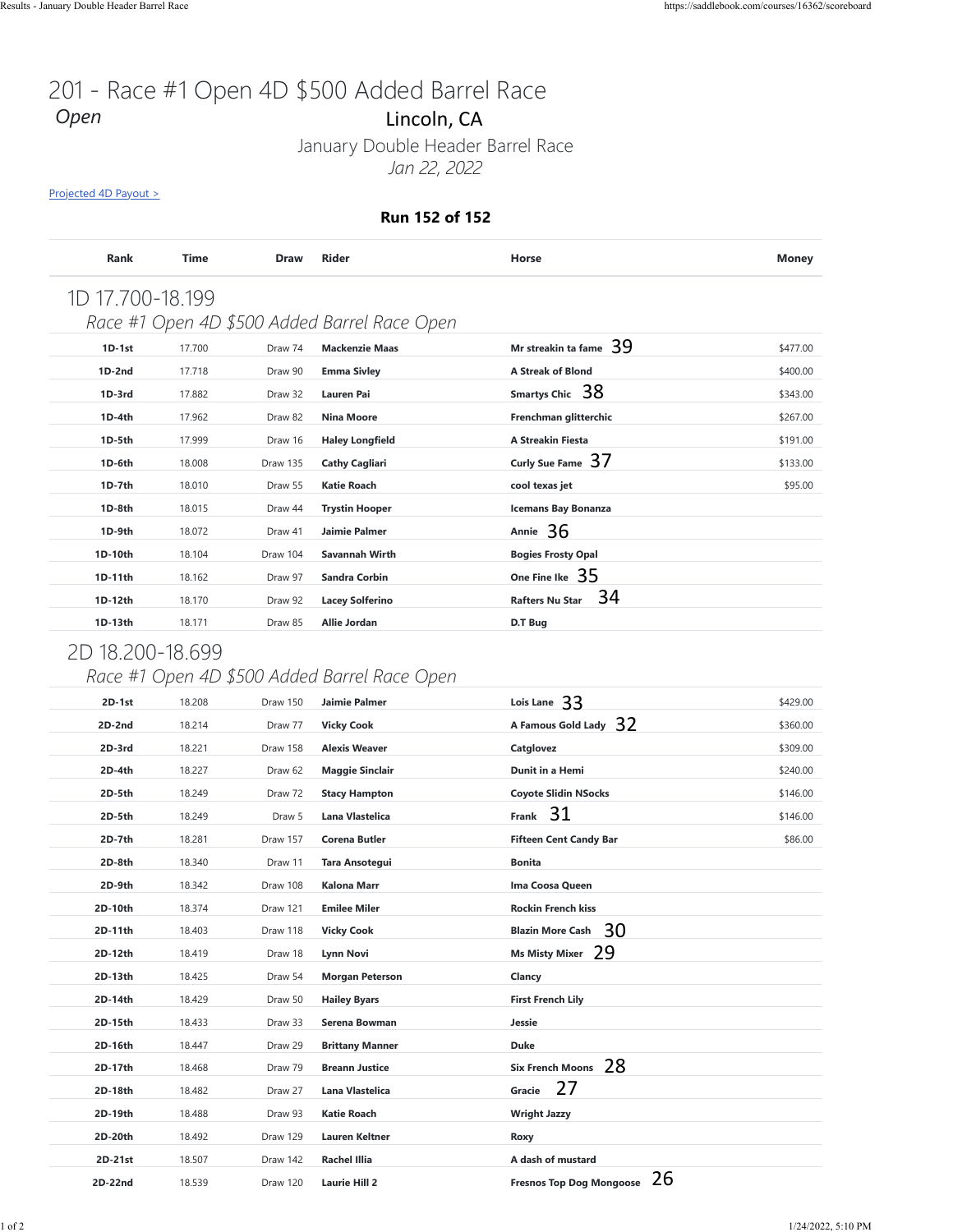# 201 - Race #1 Open 4D $500 Added Barrel Race

*Open*

Lincoln, CA

January Double Header Barrel Race

*Jan 22, 2022*

Projected 4D Payout >

**Run 152 of 152**

| Rank | Time | Draw | Rider | Horse | Money |
|---|---|---|---|---|---|
| **1D 17.700-18.199** | | | | | |
| *Race #1 Open 4D $500 Added Barrel Race Open* | | | | | |
| **1D-1st** | 17.700 | Draw 74 | **Mackenzie Maas** | **Mr streakin ta fame** 39 | $477.00 |
| **1D-2nd** | 17.718 | Draw 90 | **Emma Sivley** | **A Streak of Blond** | $400.00 |
| **1D-3rd** | 17.882 | Draw 32 | **Lauren Pai** | **Smartys Chic** 38 | $343.00 |
| **1D-4th** | 17.962 | Draw 82 | **Nina Moore** | **Frenchman glitterchic** | $267.00 |
| **1D-5th** | 17.999 | Draw 16 | **Haley Longfield** | **A Streakin Fiesta** | $191.00 |
| **1D-6th** | 18.008 | Draw 135 | **Cathy Cagliari** | **Curly Sue Fame** 37 | $133.00 |
| **1D-7th** | 18.010 | Draw 55 | **Katie Roach** | **cool texas jet** | $95.00 |
| **1D-8th** | 18.015 | Draw 44 | **Trystin Hooper** | **Icemans Bay Bonanza** | |
| **1D-9th** | 18.072 | Draw 41 | **Jaimie Palmer** | **Annie** 36 | |
| **1D-10th** | 18.104 | Draw 104 | **Savannah Wirth** | **Bogies Frosty Opal** | |
| **1D-11th** | 18.162 | Draw 97 | **Sandra Corbin** | **One Fine Ike** 35 | |
| **1D-12th** | 18.170 | Draw 92 | **Lacey Solferino** | **Rafters Nu Star** 34 | |
| **1D-13th** | 18.171 | Draw 85 | **Allie Jordan** | **D.T Bug** | |
| **2D 18.200-18.699** | | | | | |
| *Race #1 Open 4D $500 Added Barrel Race Open* | | | | | |
| **2D-1st** | 18.208 | Draw 150 | **Jaimie Palmer** | **Lois Lane** 33 | $429.00 |
| **2D-2nd** | 18.214 | Draw 77 | **Vicky Cook** | **A Famous Gold Lady** 32 | $360.00 |
| **2D-3rd** | 18.221 | Draw 158 | **Alexis Weaver** | **Catglovez** | $309.00 |
| **2D-4th** | 18.227 | Draw 62 | **Maggie Sinclair** | **Dunit in a Hemi** | $240.00 |
| **2D-5th** | 18.249 | Draw 72 | **Stacy Hampton** | **Coyote Slidin NSocks** | $146.00 |
| **2D-5th** | 18.249 | Draw 5 | **Lana Vlastelica** | **Frank** 31 | $146.00 |
| **2D-7th** | 18.281 | Draw 157 | **Corena Butler** | **Fifteen Cent Candy Bar** | $86.00 |
| **2D-8th** | 18.340 | Draw 11 | **Tara Ansotegui** | **Bonita** | |
| **2D-9th** | 18.342 | Draw 108 | **Kalona Marr** | **Ima Coosa Queen** | |
| **2D-10th** | 18.374 | Draw 121 | **Emilee Miler** | **Rockin French kiss** | |
| **2D-11th** | 18.403 | Draw 118 | **Vicky Cook** | **Blazin More Cash** 30 | |
| **2D-12th** | 18.419 | Draw 18 | **Lynn Novi** | **Ms Misty Mixer** 29 | |
| **2D-13th** | 18.425 | Draw 54 | **Morgan Peterson** | **Clancy** | |
| **2D-14th** | 18.429 | Draw 50 | **Hailey Byars** | **First French Lily** | |
| **2D-15th** | 18.433 | Draw 33 | **Serena Bowman** | **Jessie** | |
| **2D-16th** | 18.447 | Draw 29 | **Brittany Manner** | **Duke** | |
| **2D-17th** | 18.468 | Draw 79 | **Breann Justice** | **Six French Moons** 28 | |
| **2D-18th** | 18.482 | Draw 27 | **Lana Vlastelica** | **Gracie** 27 | |
| **2D-19th** | 18.488 | Draw 93 | **Katie Roach** | **Wright Jazzy** | |
| **2D-20th** | 18.492 | Draw 129 | **Lauren Keltner** | **Roxy** | |
| **2D-21st** | 18.507 | Draw 142 | **Rachel Illia** | **A dash of mustard** | |
| **2D-22nd** | 18.539 | Draw 120 | **Laurie Hill 2** | **Fresnos Top Dog Mongoose** 26 | |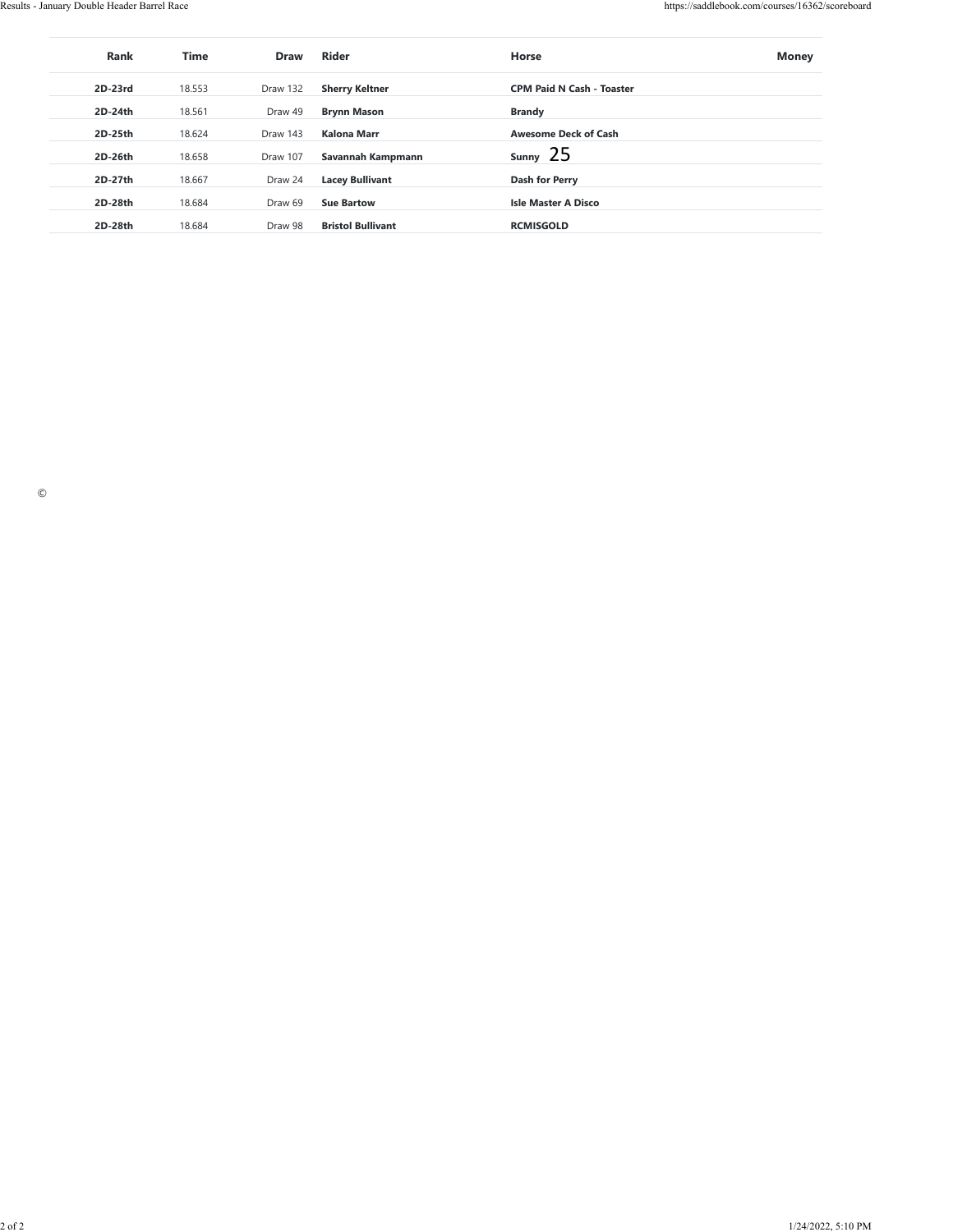| Rank | Time | Draw | Rider | Horse | Money |
|---|---|---|---|---|---|
| **2D-23rd** | 18.553 | Draw 132 | **Sherry Keltner** | **CPM Paid N Cash - Toaster** | |
| **2D-24th** | 18.561 | Draw 49 | **Brynn Mason** | **Brandy** | |
| **2D-25th** | 18.624 | Draw 143 | **Kalona Marr** | **Awesome Deck of Cash** | |
| **2D-26th** | 18.658 | Draw 107 | **Savannah Kampmann** | **Sunny** 25 | |
| **2D-27th** | 18.667 | Draw 24 | **Lacey Bullivant** | **Dash for Perry** | |
| **2D-28th** | 18.684 | Draw 69 | **Sue Bartow** | **Isle Master A Disco** | |
| **2D-28th** | 18.684 | Draw 98 | **Bristol Bullivant** | **RCMISGOLD** | |

©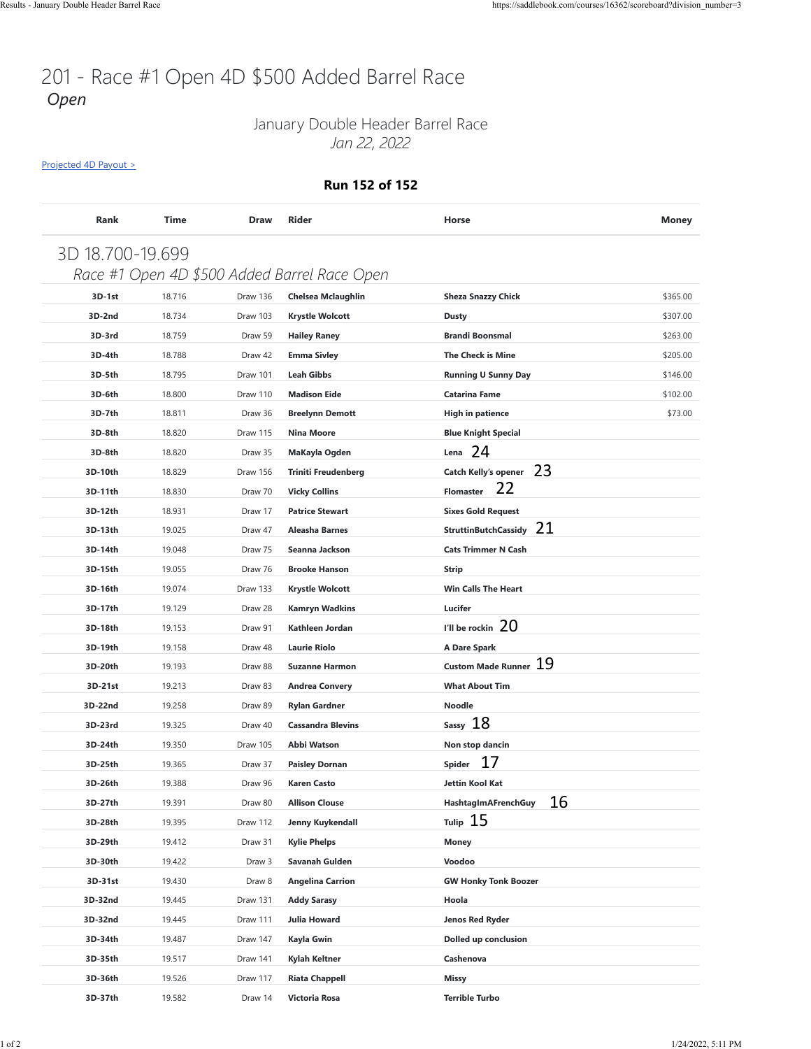# 201 - Race #1 Open 4D $500 Added Barrel Race

*Open*

January Double Header Barrel Race

*Jan 22, 2022*

Projected 4D Payout >

**Run 152 of 152**

| Rank | Time | Draw | Rider | Horse | Money |
|---|---|---|---|---|---|
| **3D 18.700-19.699** | | | | | |
| *Race #1 Open 4D $500 Added Barrel Race Open* | | | | | |
| **3D-1st** | 18.716 | Draw 136 | **Chelsea Mclaughlin** | **Sheza Snazzy Chick** | $365.00 |
| **3D-2nd** | 18.734 | Draw 103 | **Krystle Wolcott** | **Dusty** | $307.00 |
| **3D-3rd** | 18.759 | Draw 59 | **Hailey Raney** | **Brandi Boonsmal** | $263.00 |
| **3D-4th** | 18.788 | Draw 42 | **Emma Sivley** | **The Check is Mine** | $205.00 |
| **3D-5th** | 18.795 | Draw 101 | **Leah Gibbs** | **Running U Sunny Day** | $146.00 |
| **3D-6th** | 18.800 | Draw 110 | **Madison Eide** | **Catarina Fame** | $102.00 |
| **3D-7th** | 18.811 | Draw 36 | **Breelynn Demott** | **High in patience** | $73.00 |
| **3D-8th** | 18.820 | Draw 115 | **Nina Moore** | **Blue Knight Special** | |
| **3D-8th** | 18.820 | Draw 35 | **MaKayla Ogden** | **Lena** 24 | |
| **3D-10th** | 18.829 | Draw 156 | **Triniti Freudenberg** | **Catch Kelly's opener** 23 | |
| **3D-11th** | 18.830 | Draw 70 | **Vicky Collins** | **Flomaster** 22 | |
| **3D-12th** | 18.931 | Draw 17 | **Patrice Stewart** | **Sixes Gold Request** | |
| **3D-13th** | 19.025 | Draw 47 | **Aleasha Barnes** | **StruttinButchCassidy** 21 | |
| **3D-14th** | 19.048 | Draw 75 | **Seanna Jackson** | **Cats Trimmer N Cash** | |
| **3D-15th** | 19.055 | Draw 76 | **Brooke Hanson** | **Strip** | |
| **3D-16th** | 19.074 | Draw 133 | **Krystle Wolcott** | **Win Calls The Heart** | |
| **3D-17th** | 19.129 | Draw 28 | **Kamryn Wadkins** | **Lucifer** | |
| **3D-18th** | 19.153 | Draw 91 | **Kathleen Jordan** | **I'll be rockin** 20 | |
| **3D-19th** | 19.158 | Draw 48 | **Laurie Riolo** | **A Dare Spark** | |
| **3D-20th** | 19.193 | Draw 88 | **Suzanne Harmon** | **Custom Made Runner** 19 | |
| **3D-21st** | 19.213 | Draw 83 | **Andrea Convery** | **What About Tim** | |
| **3D-22nd** | 19.258 | Draw 89 | **Rylan Gardner** | **Noodle** | |
| **3D-23rd** | 19.325 | Draw 40 | **Cassandra Blevins** | **Sassy** 18 | |
| **3D-24th** | 19.350 | Draw 105 | **Abbi Watson** | **Non stop dancin** | |
| **3D-25th** | 19.365 | Draw 37 | **Paisley Dornan** | **Spider** 17 | |
| **3D-26th** | 19.388 | Draw 96 | **Karen Casto** | **Jettin Kool Kat** | |
| **3D-27th** | 19.391 | Draw 80 | **Allison Clouse** | **HashtagImAFrenchGuy** 16 | |
| **3D-28th** | 19.395 | Draw 112 | **Jenny Kuykendall** | **Tulip** 15 | |
| **3D-29th** | 19.412 | Draw 31 | **Kylie Phelps** | **Money** | |
| **3D-30th** | 19.422 | Draw 3 | **Savanah Gulden** | **Voodoo** | |
| **3D-31st** | 19.430 | Draw 8 | **Angelina Carrion** | **GW Honky Tonk Boozer** | |
| **3D-32nd** | 19.445 | Draw 131 | **Addy Sarasy** | **Hoola** | |
| **3D-32nd** | 19.445 | Draw 111 | **Julia Howard** | **Jenos Red Ryder** | |
| **3D-34th** | 19.487 | Draw 147 | **Kayla Gwin** | **Dolled up conclusion** | |
| **3D-35th** | 19.517 | Draw 141 | **Kylah Keltner** | **Cashenova** | |
| **3D-36th** | 19.526 | Draw 117 | **Riata Chappell** | **Missy** | |
| **3D-37th** | 19.582 | Draw 14 | **Victoria Rosa** | **Terrible Turbo** | |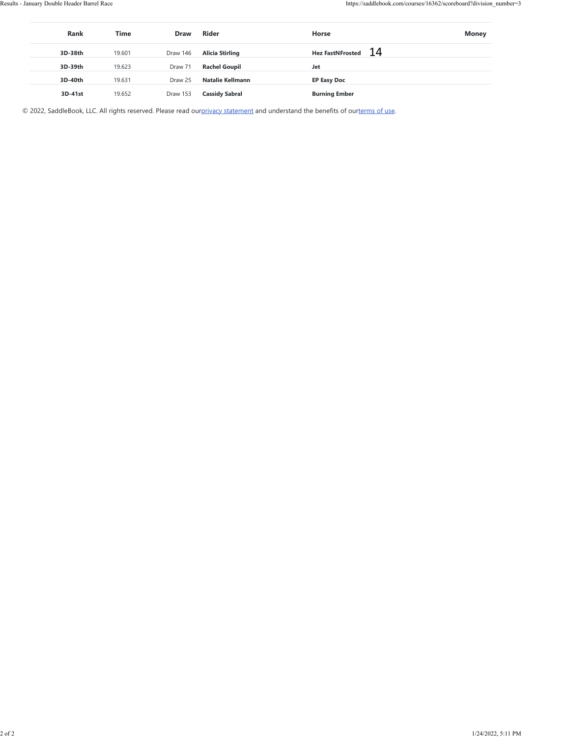| Rank | Time | Draw | Rider | Horse | Money |
|---|---|---|---|---|---|
| **3D-38th** | 19.601 | Draw 146 | **Alicia Stirling** | **Hez FastNFrosted** 14 | |
| **3D-39th** | 19.623 | Draw 71 | **Rachel Goupil** | **Jet** | |
| **3D-40th** | 19.631 | Draw 25 | **Natalie Kellmann** | **EP Easy Doc** | |
| **3D-41st** | 19.652 | Draw 153 | **Cassidy Sabral** | **Burning Ember** | |

© 2022, SaddleBook, LLC. All rights reserved. Please read our privacy statement and understand the benefits of our terms of use.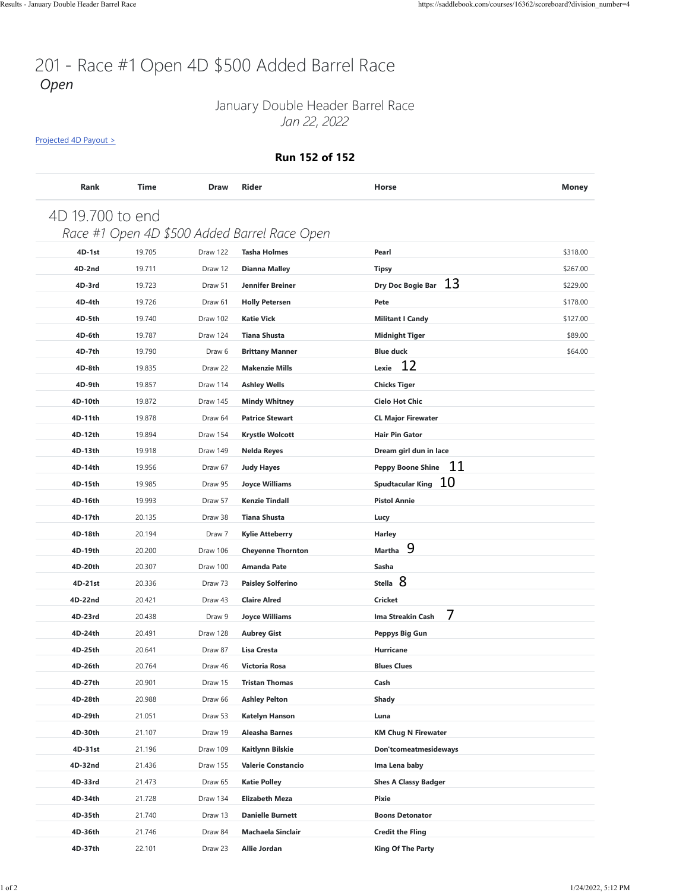# 201 - Race #1 Open 4D $500 Added Barrel Race

*Open*

January Double Header Barrel Race

*Jan 22, 2022*

Projected 4D Payout >

**Run 152 of 152**

| Rank | Time | Draw | Rider | Horse | Money |
|---|---|---|---|---|---|
| **4D 19.700 to end** | | | | | |
| *Race #1 Open 4D $500 Added Barrel Race Open* | | | | | |
| 4D-1st | 19.705 | Draw 122 | Tasha Holmes | Pearl | $318.00 |
| 4D-2nd | 19.711 | Draw 12 | Dianna Malley | Tipsy | $267.00 |
| 4D-3rd | 19.723 | Draw 51 | Jennifer Breiner | Dry Doc Bogie Bar 13 | $229.00 |
| 4D-4th | 19.726 | Draw 61 | Holly Petersen | Pete | $178.00 |
| 4D-5th | 19.740 | Draw 102 | Katie Vick | Militant I Candy | $127.00 |
| 4D-6th | 19.787 | Draw 124 | Tiana Shusta | Midnight Tiger | $89.00 |
| 4D-7th | 19.790 | Draw 6 | Brittany Manner | Blue duck | $64.00 |
| 4D-8th | 19.835 | Draw 22 | Makenzie Mills | Lexie 12 | |
| 4D-9th | 19.857 | Draw 114 | Ashley Wells | Chicks Tiger | |
| 4D-10th | 19.872 | Draw 145 | Mindy Whitney | Cielo Hot Chic | |
| 4D-11th | 19.878 | Draw 64 | Patrice Stewart | CL Major Firewater | |
| 4D-12th | 19.894 | Draw 154 | Krystle Wolcott | Hair Pin Gator | |
| 4D-13th | 19.918 | Draw 149 | Nelda Reyes | Dream girl dun in lace | |
| 4D-14th | 19.956 | Draw 67 | Judy Hayes | Peppy Boone Shine 11 | |
| 4D-15th | 19.985 | Draw 95 | Joyce Williams | Spudtacular King 10 | |
| 4D-16th | 19.993 | Draw 57 | Kenzie Tindall | Pistol Annie | |
| 4D-17th | 20.135 | Draw 38 | Tiana Shusta | Lucy | |
| 4D-18th | 20.194 | Draw 7 | Kylie Atteberry | Harley | |
| 4D-19th | 20.200 | Draw 106 | Cheyenne Thornton | Martha 9 | |
| 4D-20th | 20.307 | Draw 100 | Amanda Pate | Sasha | |
| 4D-21st | 20.336 | Draw 73 | Paisley Solferino | Stella 8 | |
| 4D-22nd | 20.421 | Draw 43 | Claire Alred | Cricket | |
| 4D-23rd | 20.438 | Draw 9 | Joyce Williams | Ima Streakin Cash 7 | |
| 4D-24th | 20.491 | Draw 128 | Aubrey Gist | Peppys Big Gun | |
| 4D-25th | 20.641 | Draw 87 | Lisa Cresta | Hurricane | |
| 4D-26th | 20.764 | Draw 46 | Victoria Rosa | Blues Clues | |
| 4D-27th | 20.901 | Draw 15 | Tristan Thomas | Cash | |
| 4D-28th | 20.988 | Draw 66 | Ashley Pelton | Shady | |
| 4D-29th | 21.051 | Draw 53 | Katelyn Hanson | Luna | |
| 4D-30th | 21.107 | Draw 19 | Aleasha Barnes | KM Chug N Firewater | |
| 4D-31st | 21.196 | Draw 109 | Kaitlynn Bilskie | Don'tcomeatmesideways | |
| 4D-32nd | 21.436 | Draw 155 | Valerie Constancio | Ima Lena baby | |
| 4D-33rd | 21.473 | Draw 65 | Katie Polley | Shes A Classy Badger | |
| 4D-34th | 21.728 | Draw 134 | Elizabeth Meza | Pixie | |
| 4D-35th | 21.740 | Draw 13 | Danielle Burnett | Boons Detonator | |
| 4D-36th | 21.746 | Draw 84 | Machaela Sinclair | Credit the Fling | |
| 4D-37th | 22.101 | Draw 23 | Allie Jordan | King Of The Party | |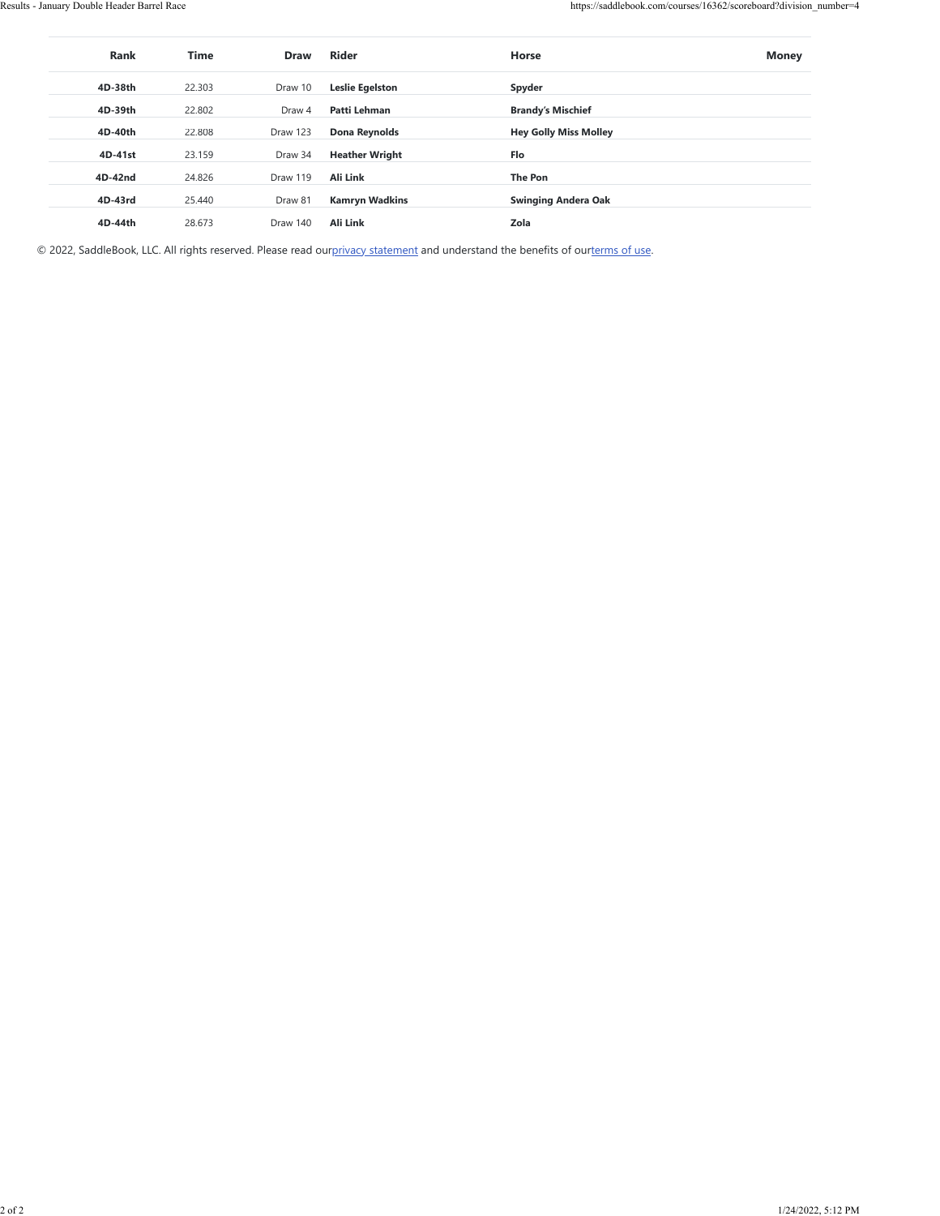| Rank | Time | Draw | Rider | Horse | Money |
| --- | --- | --- | --- | --- | --- |
| **4D-38th** | 22.303 | Draw 10 | **Leslie Egelston** | **Spyder** | |
| **4D-39th** | 22.802 | Draw 4 | **Patti Lehman** | **Brandy's Mischief** | |
| **4D-40th** | 22.808 | Draw 123 | **Dona Reynolds** | **Hey Golly Miss Molley** | |
| **4D-41st** | 23.159 | Draw 34 | **Heather Wright** | **Flo** | |
| **4D-42nd** | 24.826 | Draw 119 | **Ali Link** | **The Pon** | |
| **4D-43rd** | 25.440 | Draw 81 | **Kamryn Wadkins** | **Swinging Andera Oak** | |
| **4D-44th** | 28.673 | Draw 140 | **Ali Link** | **Zola** | |

© 2022, SaddleBook, LLC. All rights reserved. Please read ourprivacy statement and understand the benefits of ourterms of use.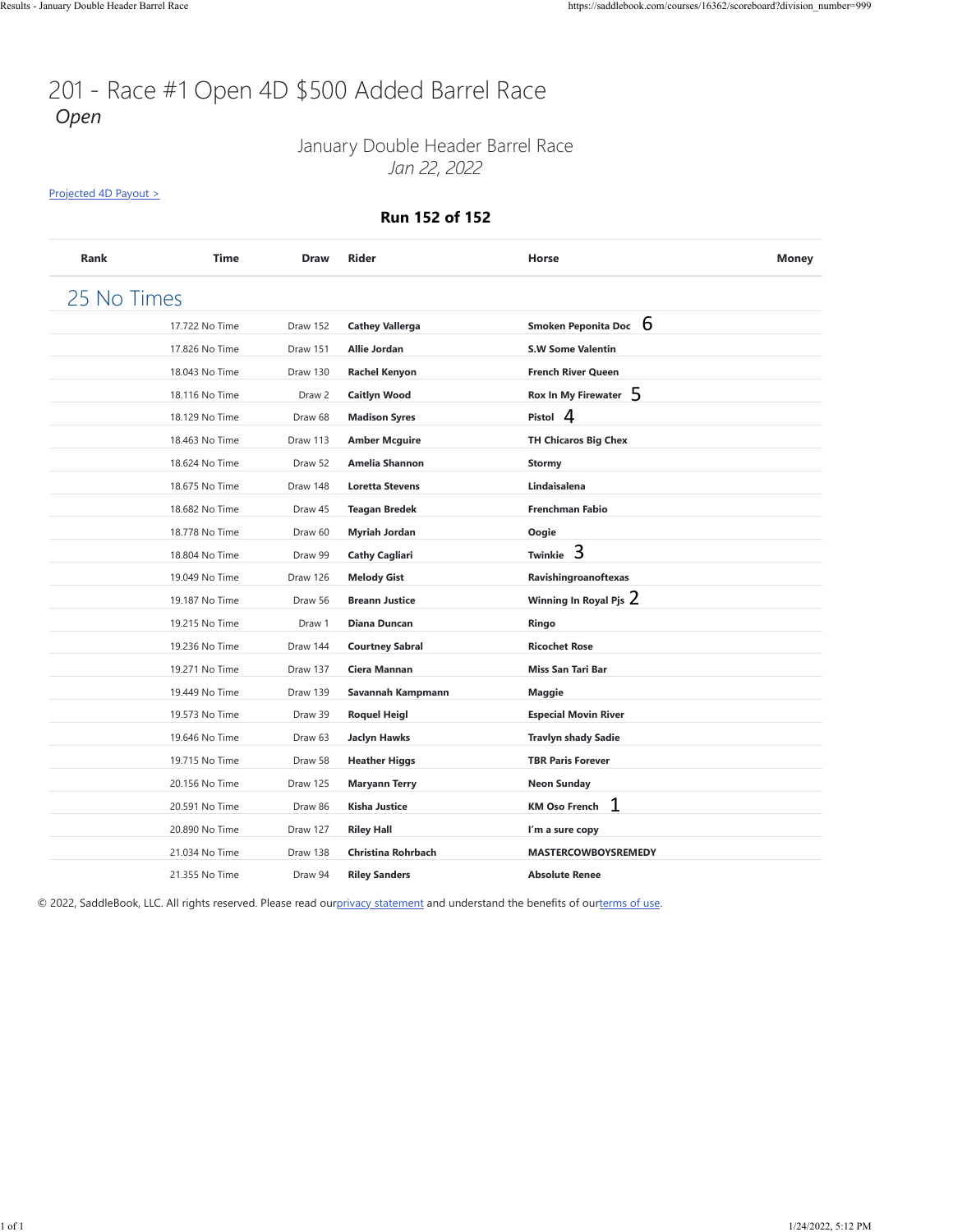# 201 - Race #1 Open 4D $500 Added Barrel Race

*Open*

January Double Header Barrel Race

*Jan 22, 2022*

Projected 4D Payout >

**Run 152 of 152**

| Rank | Time | Draw | Rider | Horse | Money |
|---|---|---|---|---|---|
| **25 No Times** | | | | | |
| | 17.722 No Time | Draw 152 | **Cathey Vallerga** | **Smoken Peponita Doc** 6 | |
| | 17.826 No Time | Draw 151 | **Allie Jordan** | **S.W Some Valentin** | |
| | 18.043 No Time | Draw 130 | **Rachel Kenyon** | **French River Queen** | |
| | 18.116 No Time | Draw 2 | **Caitlyn Wood** | **Rox In My Firewater** 5 | |
| | 18.129 No Time | Draw 68 | **Madison Syres** | **Pistol** 4 | |
| | 18.463 No Time | Draw 113 | **Amber Mcguire** | **TH Chicaros Big Chex** | |
| | 18.624 No Time | Draw 52 | **Amelia Shannon** | **Stormy** | |
| | 18.675 No Time | Draw 148 | **Loretta Stevens** | **Lindaisalena** | |
| | 18.682 No Time | Draw 45 | **Teagan Bredek** | **Frenchman Fabio** | |
| | 18.778 No Time | Draw 60 | **Myriah Jordan** | **Oogie** | |
| | 18.804 No Time | Draw 99 | **Cathy Cagliari** | **Twinkie** 3 | |
| | 19.049 No Time | Draw 126 | **Melody Gist** | **Ravishingroanoftexas** | |
| | 19.187 No Time | Draw 56 | **Breann Justice** | **Winning In Royal Pjs** 2 | |
| | 19.215 No Time | Draw 1 | **Diana Duncan** | **Ringo** | |
| | 19.236 No Time | Draw 144 | **Courtney Sabral** | **Ricochet Rose** | |
| | 19.271 No Time | Draw 137 | **Ciera Mannan** | **Miss San Tari Bar** | |
| | 19.449 No Time | Draw 139 | **Savannah Kampmann** | **Maggie** | |
| | 19.573 No Time | Draw 39 | **Roquel Heigl** | **Especial Movin River** | |
| | 19.646 No Time | Draw 63 | **Jaclyn Hawks** | **Travlyn shady Sadie** | |
| | 19.715 No Time | Draw 58 | **Heather Higgs** | **TBR Paris Forever** | |
| | 20.156 No Time | Draw 125 | **Maryann Terry** | **Neon Sunday** | |
| | 20.591 No Time | Draw 86 | **Kisha Justice** | **KM Oso French** 1 | |
| | 20.890 No Time | Draw 127 | **Riley Hall** | **I'm a sure copy** | |
| | 21.034 No Time | Draw 138 | **Christina Rohrbach** | **MASTERCOWBOYSREMEDY** | |
| | 21.355 No Time | Draw 94 | **Riley Sanders** | **Absolute Renee** | |

© 2022, SaddleBook, LLC. All rights reserved. Please read ourprivacy statement and understand the benefits of ourterms of use.